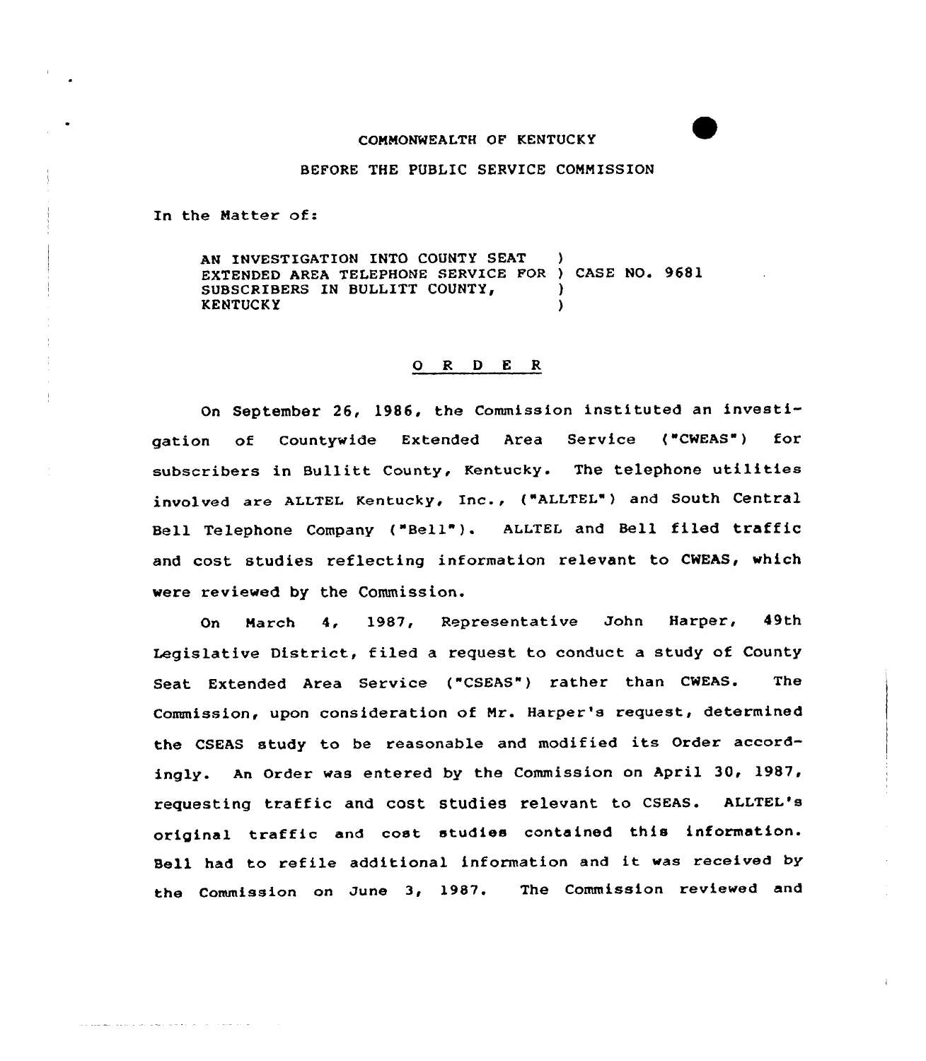COMMONWEALTH OF KENTUCKY

BEFORE THE PUBLIC SERVICE COMMISSION

In the Matter of:

AN INVESTIGATION INTO COUNTY SEAT EXTENDED AREA TELEPHONE SERVICE FOR SUBSCRIBERS IN BULLITT COUNTY, KENTUCKY ) CASE NO. 9681

## O R D E R

On September 26, 1986, the Commission instituted an investigation of Countywide Extended Area Service ("CWEAS") for subscribers in Bullitt County, Kentucky. The telephone utilities involved are ALLTEL Kentucky, Inc., ("ALLTEL") and South Central Bell Telephone Company ("Bell"). ALLTEL and Bell filed traffic and cost studies reflecting information relevant to CWEAS, which were reviewed by the Commission.

On March 4, 1987, Representative John Harper, 49th Legislative District, filed a request to conduct a study of County Seat Extended Area Service ("CSEAS") rather than CWEAS. The Commission, upon consideration of Mr. Harper's request, determined the CSEAS study to be reasonable and modified its Order accordingly. An Order was entered by the Commission on April 30, 1987, requesting traffic and cost studies relevant to CSEAS. ALLTEL's original traffic and cost studies contained this information. Bell had to refile additional information and it was received by the Commission on June 3, 1987. The Commission reviewed and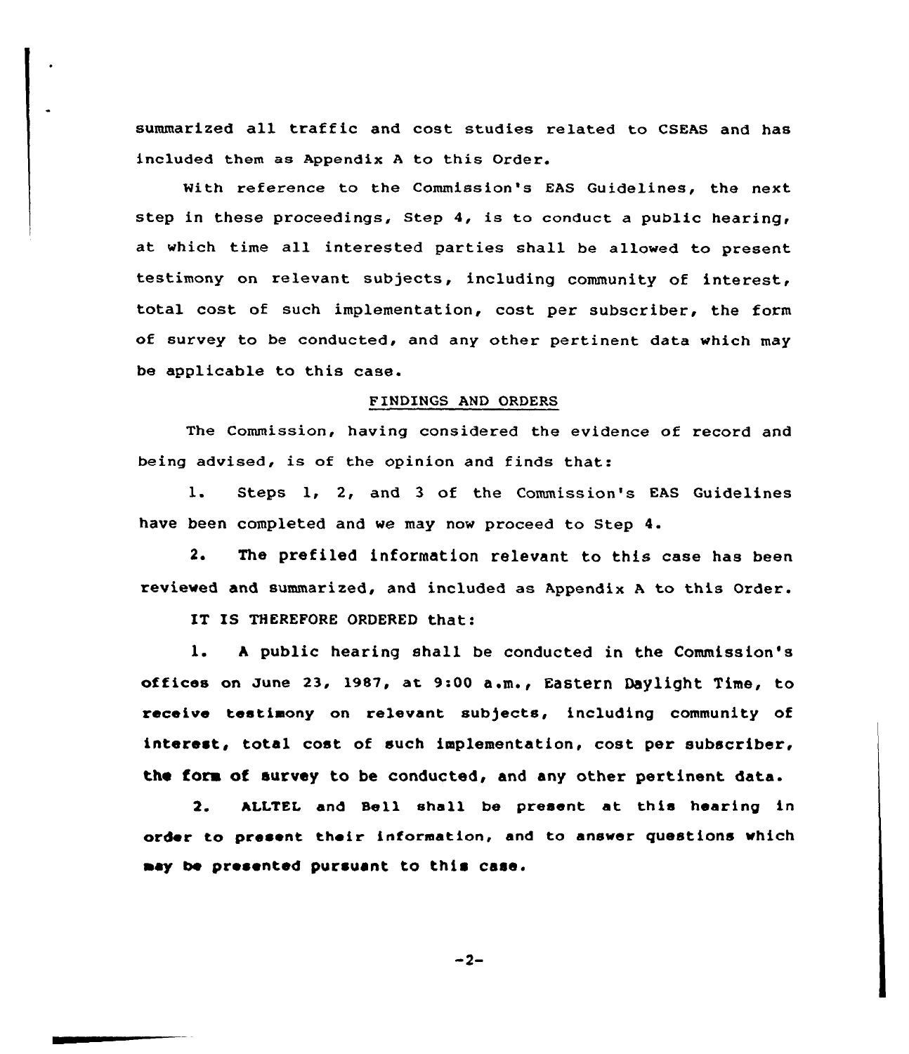summarized all traffic and cost studies related to CSEAS and has included them as Appendix A to this Order.

With reference to the Commission's EAS Guidelines, the next step in these proceedings, Step 4, is to conduct a public hearing, at which time all interested parties shall be allowed to present testimony on relevant subjects, including community of interest, total cost of such implementation, cost per subscriber, the form of survey to be conducted, and any other pertinent data which may be applicable to this case.

## FINDINGS AND ORDERS

The Commission, having considered the evidence of record and being advised, is of the opinion and finds that:

1. Steps 1, 2, and 3 of the Commission's EAS Guidelines have been completed and we may now proceed to Step 4.

2. The prefiled information relevant to this case has been reviewed and summarized, and included as Appendix A to this Order.

IT IS THEREFORE ORDERED that:

1. A public hearing shall be conducted in the Commission's offices on June 23, 1987, at 9:00 a.m., Eastern Daylight Time, to receive testimony on relevant subjects, including community of interest, total cost of such implementation, cost per subscriber, the form of survey to be conducted, and any other pertinent data.

2. ALLTEL and Bell shall be present at this hearing in order to present their information, and to answer questions which may be presented pursuant to this case.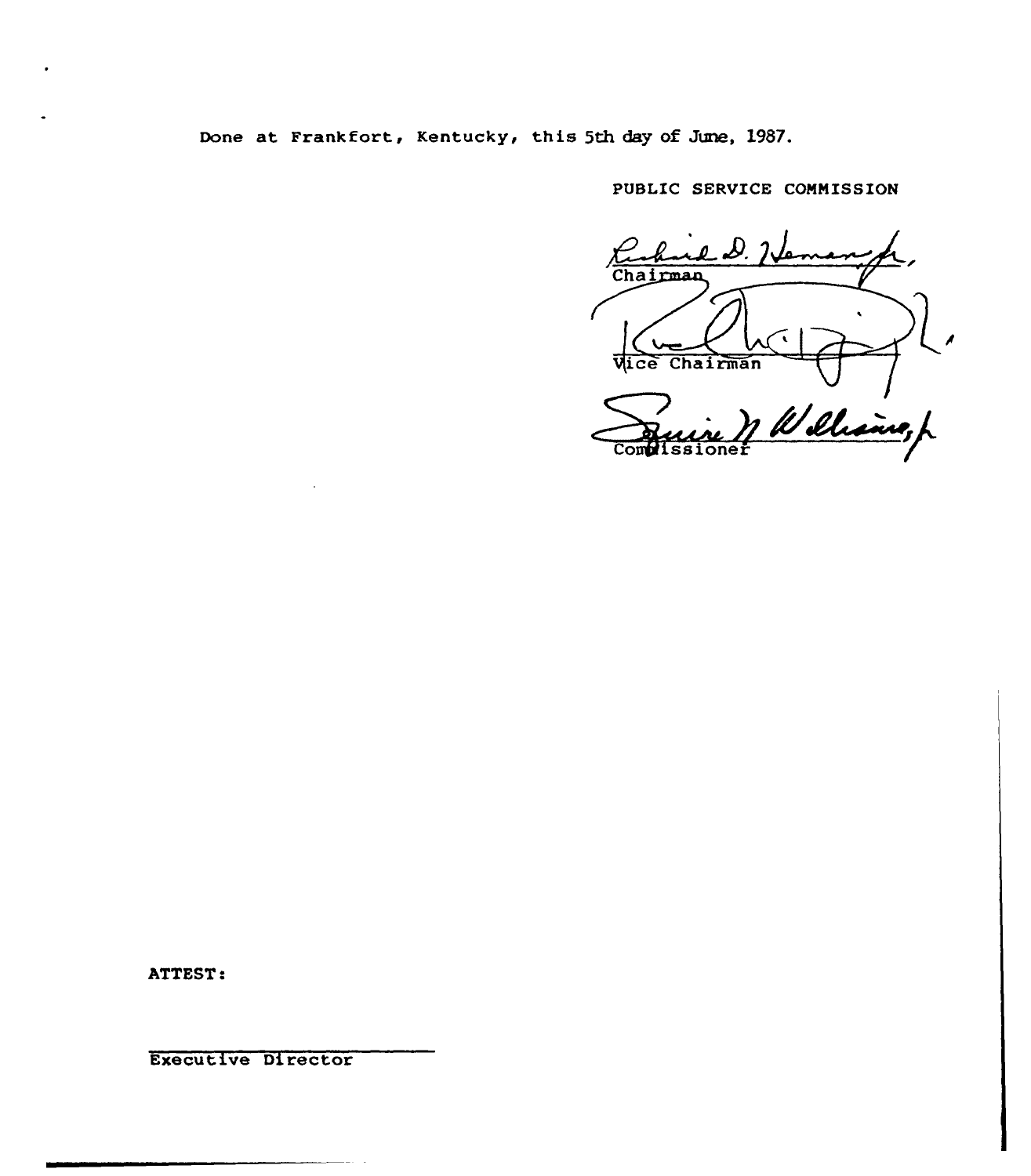Done at Frankfort, Kentucky, this 5th day of June, 1987.

PUBLIC SERVICE COMMISSION

Chairman

Vice Chairman

Commissioner

ATTEST:

Executive Director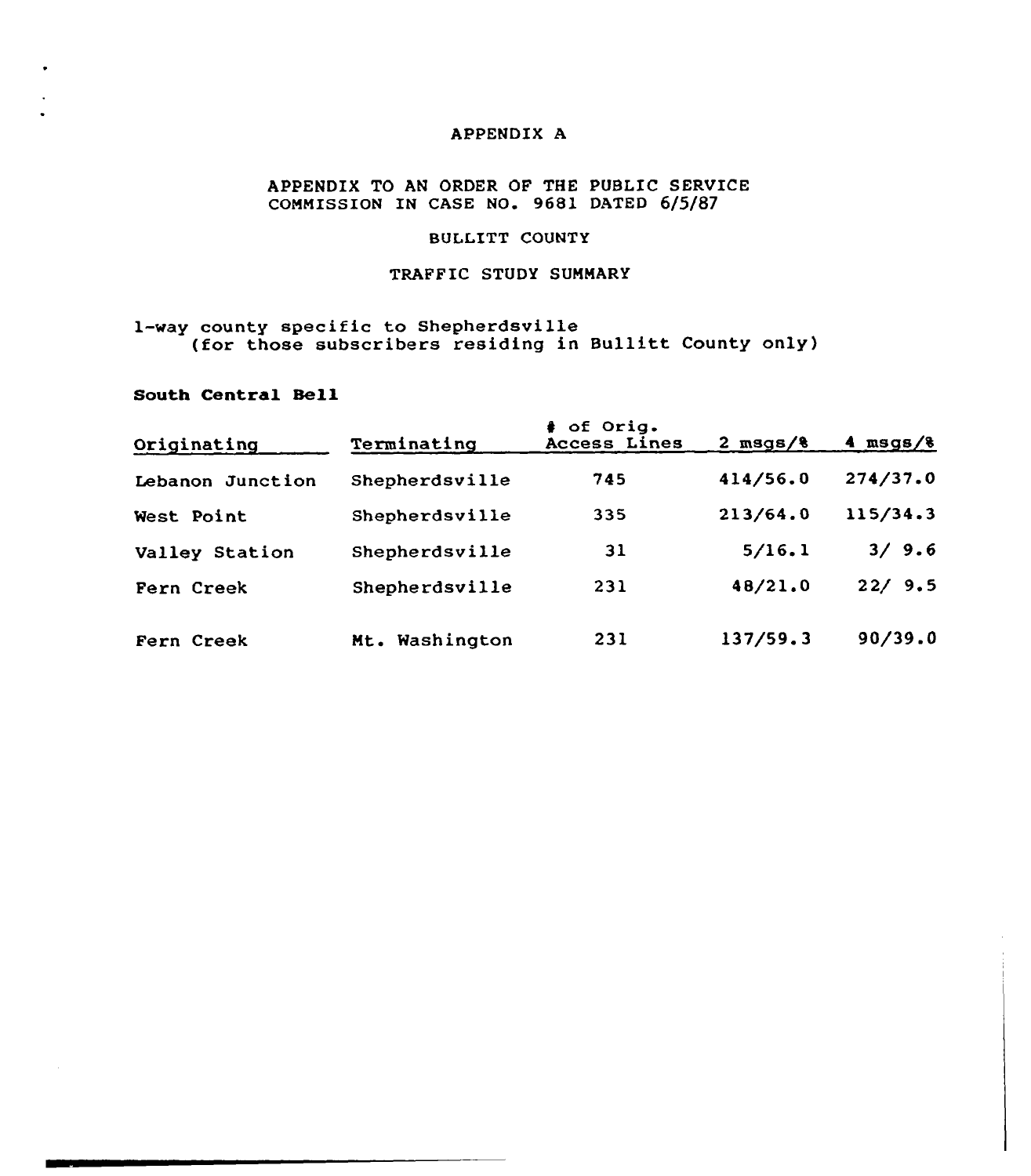APPENDIX A

APPENDIX TO AN ORDER OF THE PUBLIC SERVICE COMMISSION IN CASE NO. 9681 DATED 6/5/87

BULLITT COUNTY

TRAFFIC STUDY SUMMARY

1-way county specific to Shepherdsville
(for those subscribers residing in Bullitt County only)

**South Central Bell**

| Originating | Terminating | # of Orig. Access Lines | 2 msgs/% | 4 msgs/% |
|---|---|---|---|---|
| Lebanon Junction | Shepherdsville | 745 | 414/56.0 | 274/37.0 |
| West Point | Shepherdsville | 335 | 213/64.0 | 115/34.3 |
| Valley Station | Shepherdsville | 31 | 5/16.1 | 3/ 9.6 |
| Fern Creek | Shepherdsville | 231 | 48/21.0 | 22/ 9.5 |
| Fern Creek | Mt. Washington | 231 | 137/59.3 | 90/39.0 |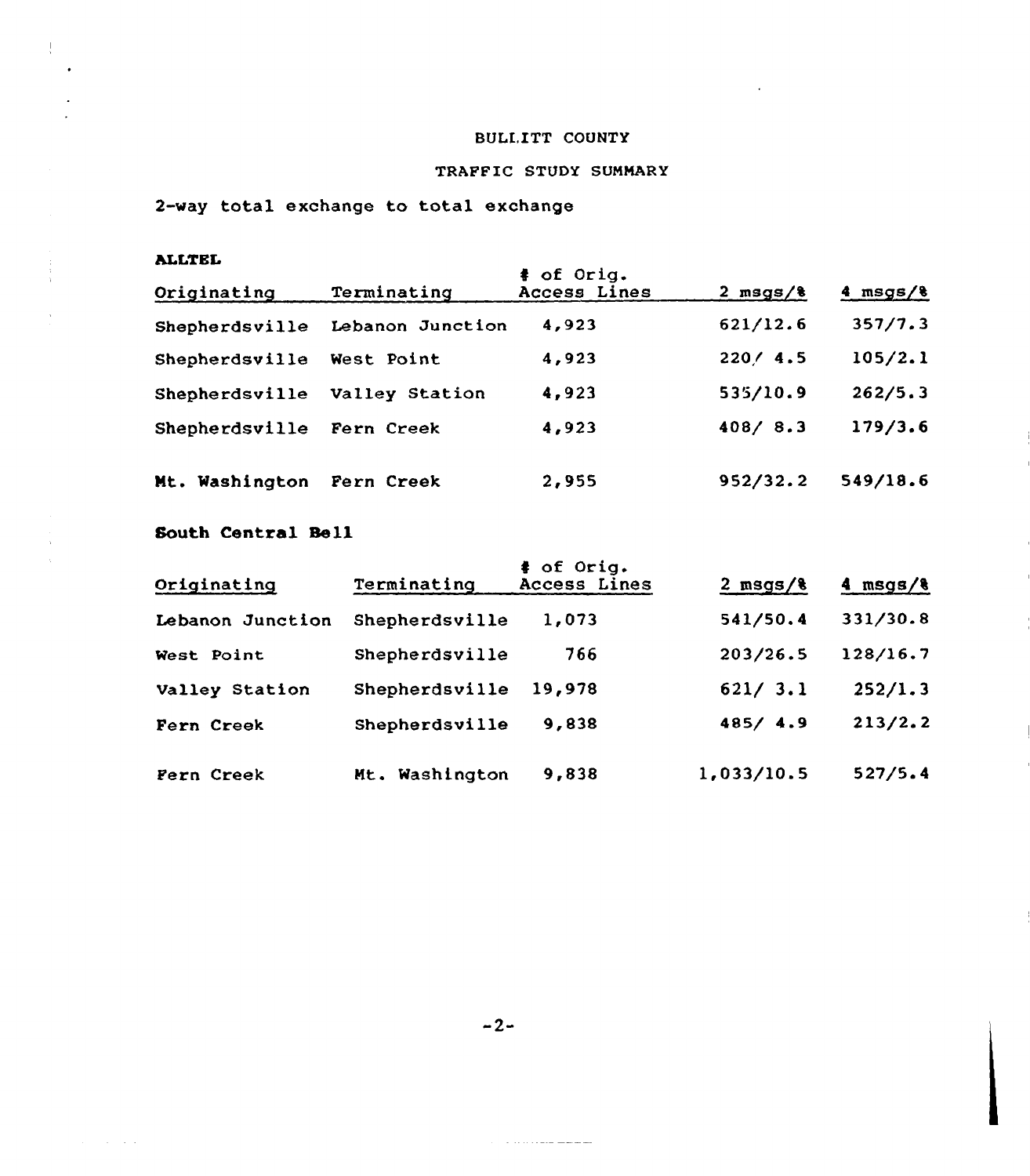BULLITT COUNTY

TRAFFIC STUDY SUMMARY

2-way total exchange to total exchange

**ALLTEL**

| Originating | Terminating | # of Orig. Access Lines | 2 msgs/% | 4 msgs/% |
|---|---|---|---|---|
| Shepherdsville | Lebanon Junction | 4,923 | 621/12.6 | 357/7.3 |
| Shepherdsville | West Point | 4,923 | 220/ 4.5 | 105/2.1 |
| Shepherdsville | Valley Station | 4,923 | 535/10.9 | 262/5.3 |
| Shepherdsville | Fern Creek | 4,923 | 408/ 8.3 | 179/3.6 |
| Mt. Washington | Fern Creek | 2,955 | 952/32.2 | 549/18.6 |

**South Central Bell**

| Originating | Terminating | # of Orig. Access Lines | 2 msgs/% | 4 msgs/% |
|---|---|---|---|---|
| Lebanon Junction | Shepherdsville | 1,073 | 541/50.4 | 331/30.8 |
| West Point | Shepherdsville | 766 | 203/26.5 | 128/16.7 |
| Valley Station | Shepherdsville | 19,978 | 621/ 3.1 | 252/1.3 |
| Fern Creek | Shepherdsville | 9,838 | 485/ 4.9 | 213/2.2 |
| Fern Creek | Mt. Washington | 9,838 | 1,033/10.5 | 527/5.4 |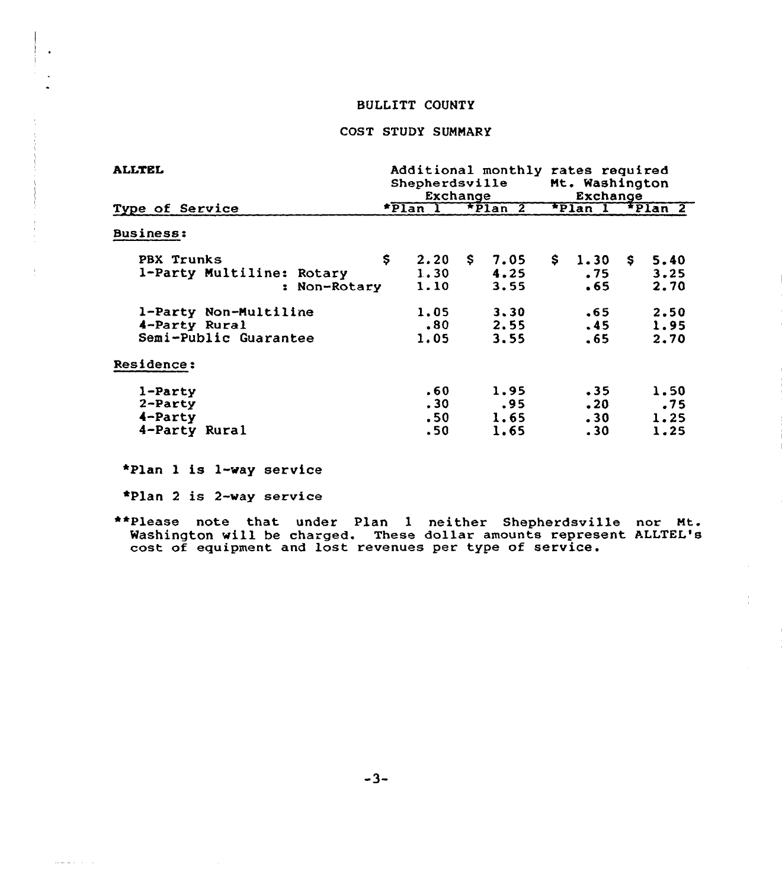BULLITT COUNTY

COST STUDY SUMMARY

| ALLTEL | Additional monthly rates required | | | |
|---|---|---|---|---|
| | Shepherdsville Exchange | | Mt. Washington Exchange | |
| Type of Service | *Plan 1 | *Plan 2 | *Plan 1 | *Plan 2 |
| Business: | | | | |
| PBX Trunks | $ 2.20 | $ 7.05 | $ 1.30 | $ 5.40 |
| 1-Party Multiline: Rotary | 1.30 | 4.25 | .75 | 3.25 |
| : Non-Rotary | 1.10 | 3.55 | .65 | 2.70 |
| 1-Party Non-Multiline | 1.05 | 3.30 | .65 | 2.50 |
| 4-Party Rural | .80 | 2.55 | .45 | 1.95 |
| Semi-Public Guarantee | 1.05 | 3.55 | .65 | 2.70 |
| Residence: | | | | |
| 1-Party | .60 | 1.95 | .35 | 1.50 |
| 2-Party | .30 | .95 | .20 | .75 |
| 4-Party | .50 | 1.65 | .30 | 1.25 |
| 4-Party Rural | .50 | 1.65 | .30 | 1.25 |

*Plan 1 is 1-way service

*Plan 2 is 2-way service

**Please note that under Plan 1 neither Shepherdsville nor Mt. Washington will be charged. These dollar amounts represent ALLTEL's cost of equipment and lost revenues per type of service.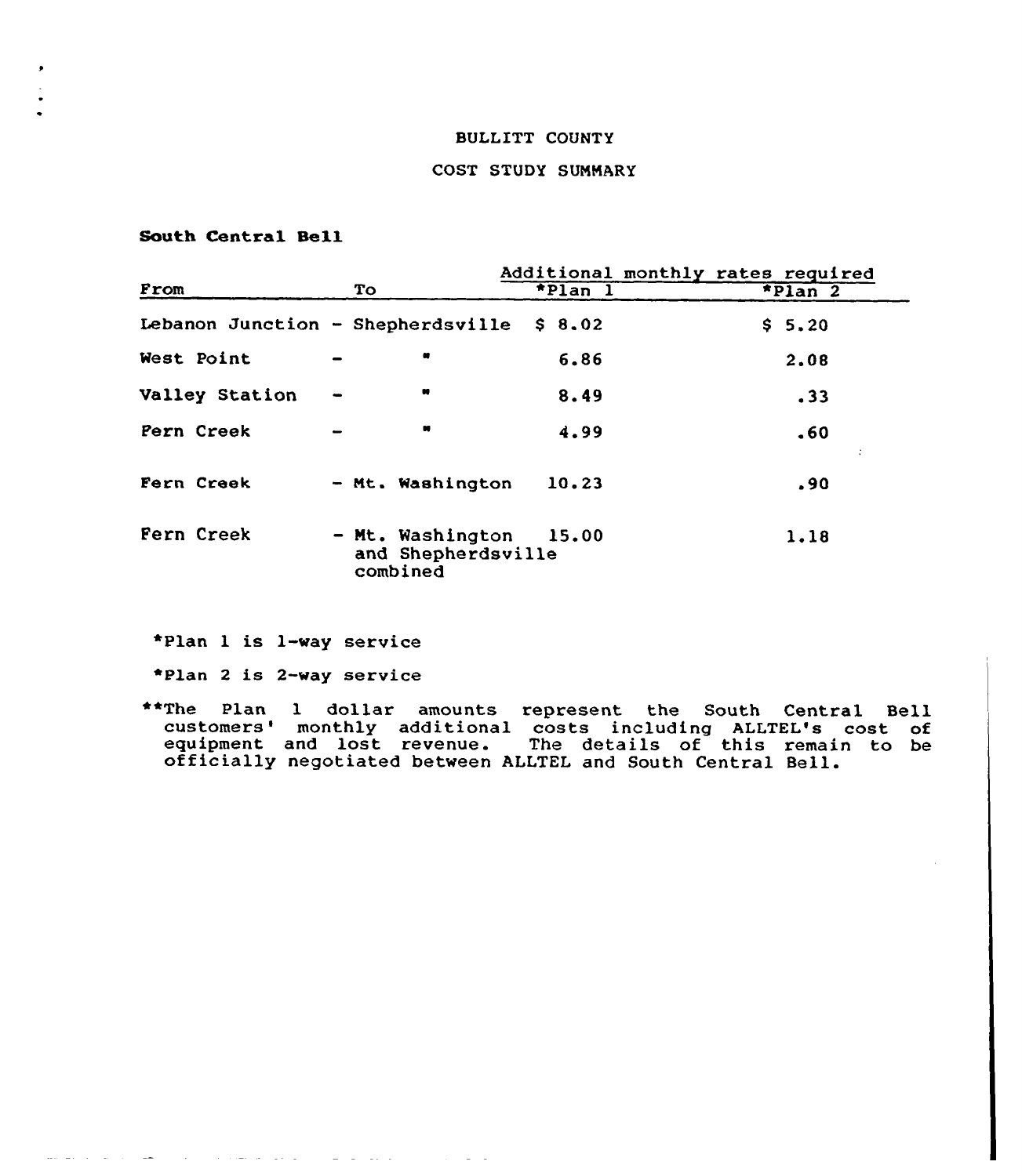BULLITT COUNTY

COST STUDY SUMMARY

**South Central Bell**

| From | To | Additional monthly rates required *Plan 1 | *Plan 2 |
|---|---|---|---|
| Lebanon Junction | - Shepherdsville | $ 8.02 | $ 5.20 |
| West Point | - " | 6.86 | 2.08 |
| Valley Station | - " | 8.49 | .33 |
| Fern Creek | - " | 4.99 | .60 |
| Fern Creek | - Mt. Washington | 10.23 | .90 |
| Fern Creek | - Mt. Washington and Shepherdsville combined | 15.00 | 1.18 |

*Plan 1 is 1-way service

*Plan 2 is 2-way service

**The Plan 1 dollar amounts represent the South Central Bell customers' monthly additional costs including ALLTEL's cost of equipment and lost revenue. The details of this remain to be officially negotiated between ALLTEL and South Central Bell.